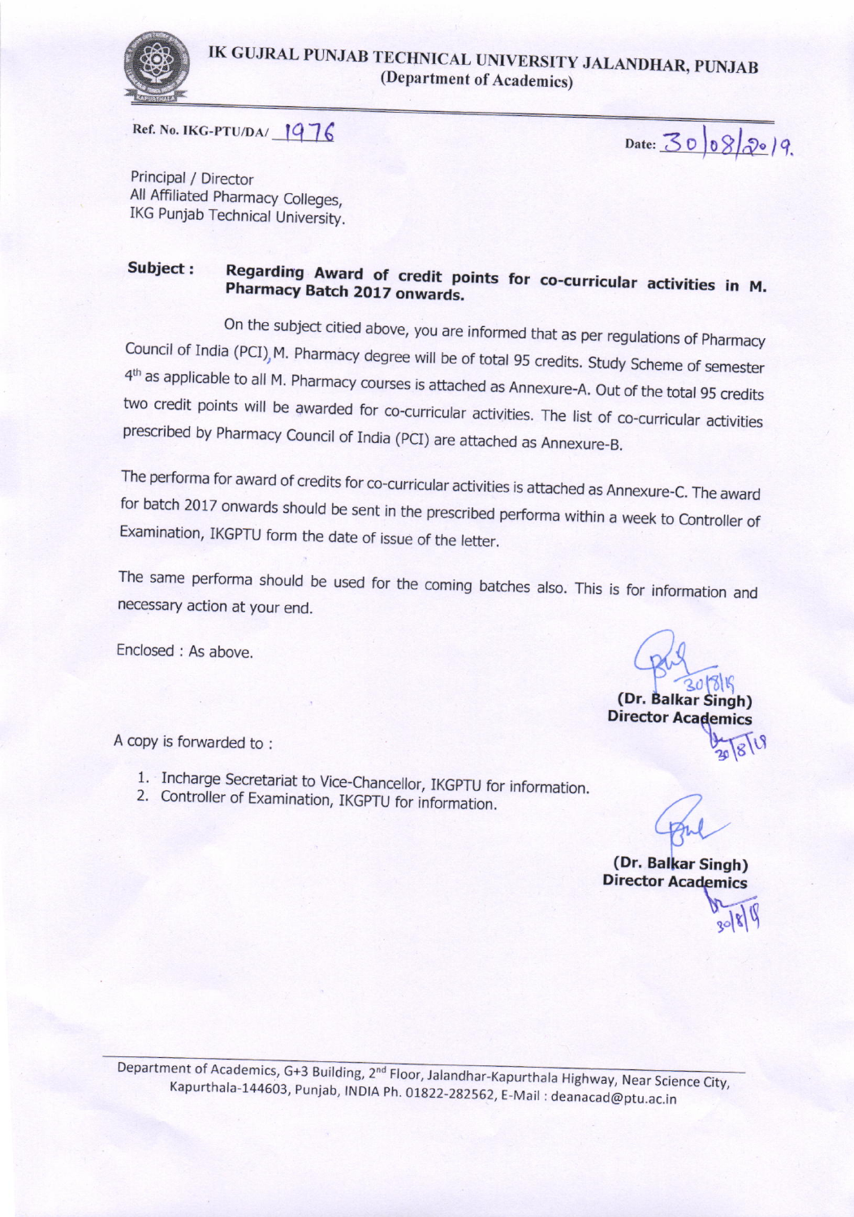# IK GUJRAL PUNJAB TECHNICAL UNIVERSITY JALANDHAR, PUNJAB
## (Department of Academics)

Ref. No. IKG-PTU/DA/ 1976

Date: 30/08/2019.

Principal / Director
All Affiliated Pharmacy Colleges,
IKG Punjab Technical University.

**Subject : Regarding Award of credit points for co-curricular activities in M. Pharmacy Batch 2017 onwards.**

On the subject citied above, you are informed that as per regulations of Pharmacy Council of India (PCI), M. Pharmacy degree will be of total 95 credits. Study Scheme of semester 4th as applicable to all M. Pharmacy courses is attached as Annexure-A. Out of the total 95 credits two credit points will be awarded for co-curricular activities. The list of co-curricular activities prescribed by Pharmacy Council of India (PCI) are attached as Annexure-B.

The performa for award of credits for co-curricular activities is attached as Annexure-C. The award for batch 2017 onwards should be sent in the prescribed performa within a week to Controller of Examination, IKGPTU form the date of issue of the letter.

The same performa should be used for the coming batches also. This is for information and necessary action at your end.

Enclosed : As above.

30/8/19
**(Dr. Balkar Singh)**
**Director Academics**

A copy is forwarded to :

1. Incharge Secretariat to Vice-Chancellor, IKGPTU for information.
2. Controller of Examination, IKGPTU for information.

**(Dr. Balkar Singh)**
**Director Academics**

Department of Academics, G+3 Building, 2nd Floor, Jalandhar-Kapurthala Highway, Near Science City, Kapurthala-144603, Punjab, INDIA Ph. 01822-282562, E-Mail : deanacad@ptu.ac.in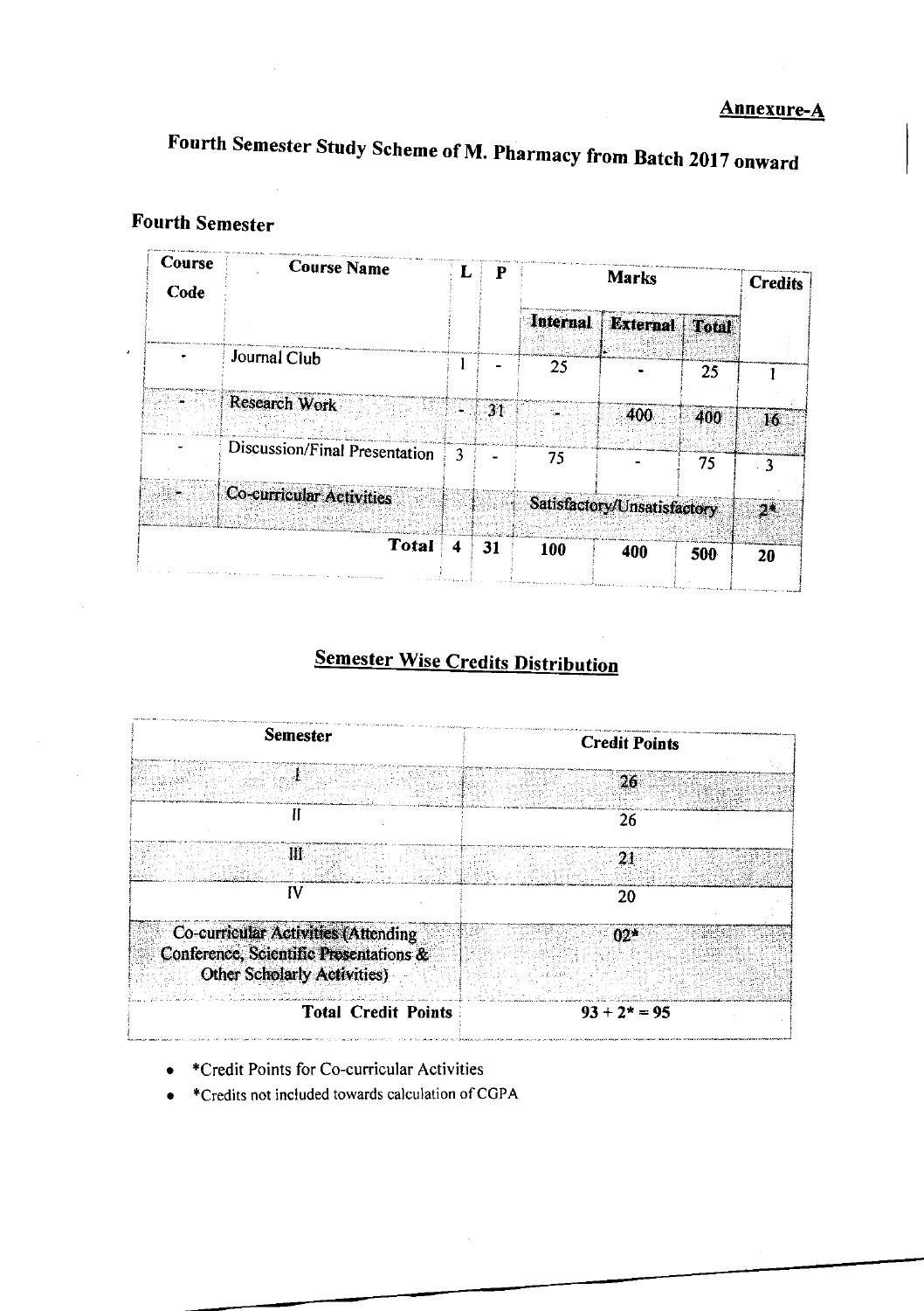**Annexure-A**

# Fourth Semester Study Scheme of M. Pharmacy from Batch 2017 onward

## Fourth Semester

| Course Code | Course Name | L | P | Marks | | | Credits |
|---|---|---|---|---|---|---|---|
| | | | | Internal | External | Total | |
| - | Journal Club | 1 | - | 25 | - | 25 | 1 |
| - | Research Work | - | 31 | - | 400 | 400 | 16 |
| - | Discussion/Final Presentation | 3 | - | 75 | - | 75 | 3 |
| - | Co-curricular Activities | | | Satisfactory/Unsatisfactory | | | 2* |
| | **Total** | 4 | 31 | 100 | 400 | 500 | 20 |

## Semester Wise Credits Distribution

| Semester | Credit Points |
|---|---|
| I | 26 |
| II | 26 |
| III | 21 |
| IV | 20 |
| Co-curricular Activities (Attending Conference, Scientific Presentations & Other Scholarly Activities) | 02* |
| **Total Credit Points** | 93 + 2* = 95 |

- *Credit Points for Co-curricular Activities
- *Credits not included towards calculation of CGPA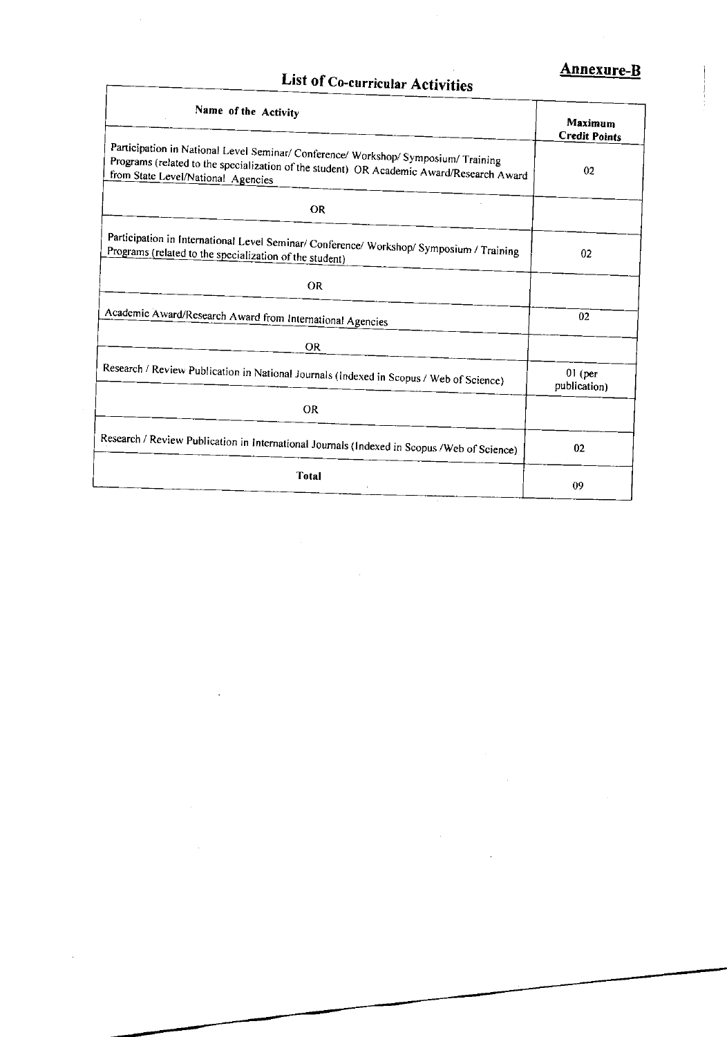**Annexure-B**

## List of Co-curricular Activities

| Name of the Activity | Maximum Credit Points |
|---|---|
| Participation in National Level Seminar/ Conference/ Workshop/ Symposium/ Training Programs (related to the specialization of the student) OR Academic Award/Research Award from State Level/National Agencies | 02 |
| OR | |
| Participation in International Level Seminar/ Conference/ Workshop/ Symposium / Training Programs (related to the specialization of the student) | 02 |
| OR | |
| Academic Award/Research Award from International Agencies | 02 |
| OR | |
| Research / Review Publication in National Journals (Indexed in Scopus / Web of Science) | 01 (per publication) |
| OR | |
| Research / Review Publication in International Journals (Indexed in Scopus /Web of Science) | 02 |
| **Total** | 09 |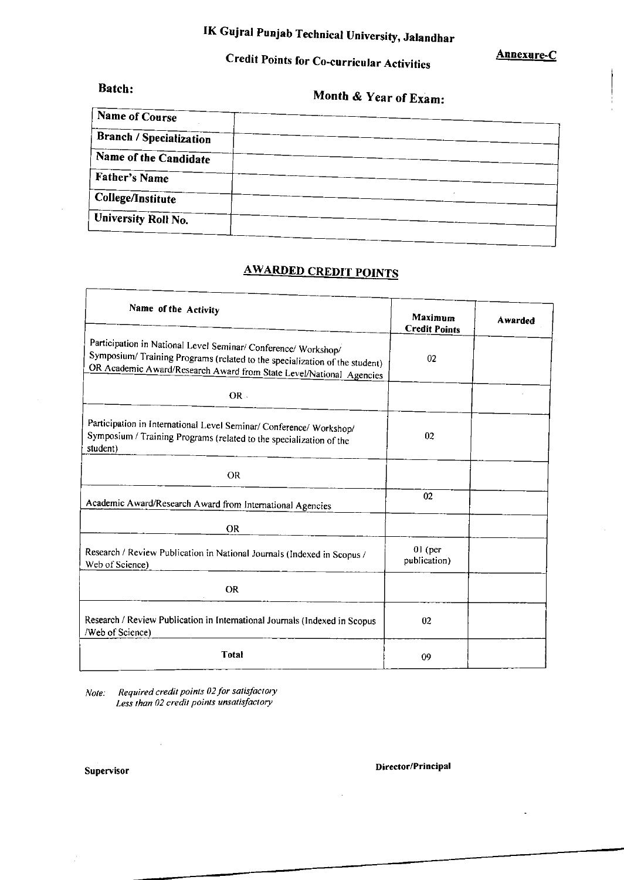# IK Gujral Punjab Technical University, Jalandhar

**Annexure-C**

## Credit Points for Co-curricular Activities

**Batch:** **Month & Year of Exam:**

| | |
|---|---|
| **Name of Course** | |
| **Branch / Specialization** | |
| **Name of the Candidate** | |
| **Father's Name** | |
| **College/Institute** | |
| **University Roll No.** | |

## AWARDED CREDIT POINTS

| Name of the Activity | Maximum Credit Points | Awarded |
|---|---|---|
| Participation in National Level Seminar/ Conference/ Workshop/ Symposium/ Training Programs (related to the specialization of the student) OR Academic Award/Research Award from State Level/National Agencies | 02 | |
| OR | | |
| Participation in International Level Seminar/ Conference/ Workshop/ Symposium / Training Programs (related to the specialization of the student) | 02 | |
| OR | | |
| Academic Award/Research Award from International Agencies | 02 | |
| OR | | |
| Research / Review Publication in National Journals (Indexed in Scopus / Web of Science) | 01 (per publication) | |
| OR | | |
| Research / Review Publication in International Journals (Indexed in Scopus /Web of Science) | 02 | |
| **Total** | 09 | |

*Note: Required credit points 02 for satisfactory*
*Less than 02 credit points unsatisfactory*

**Supervisor** **Director/Principal**